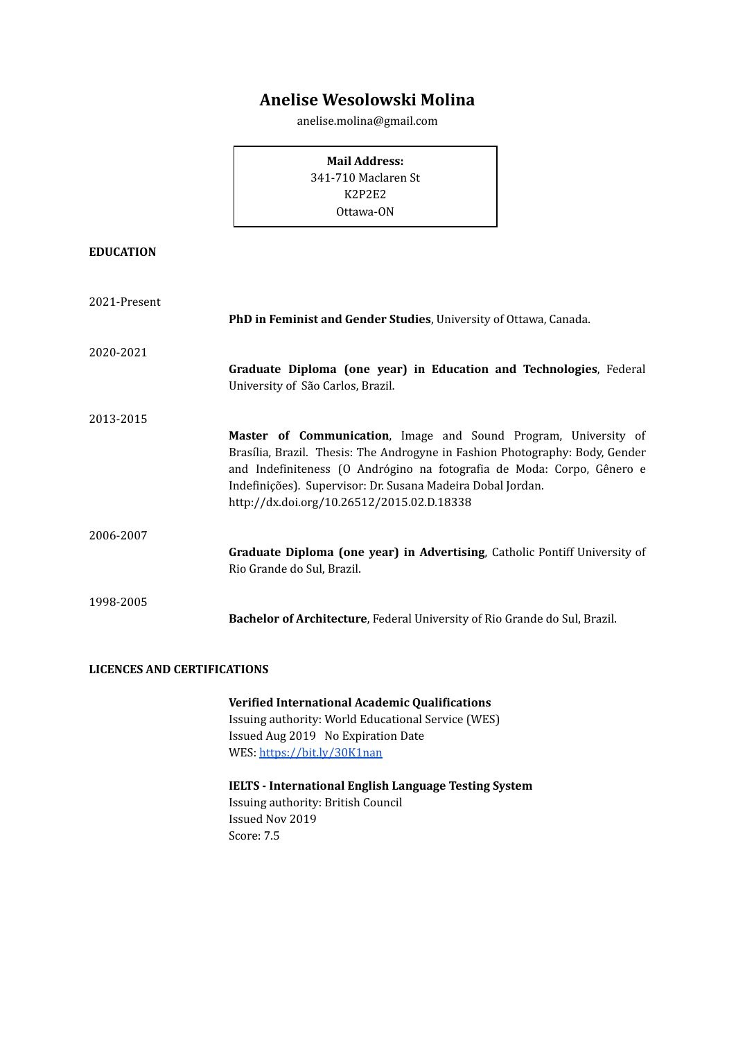# Anelise Wesolowski Molina

anelise.molina@gmail.com

**Mail Address:**
341-710 Maclaren St
K2P2E2
Ottawa-ON

## EDUCATION

2021-Present

**PhD in Feminist and Gender Studies**, University of Ottawa, Canada.

2020-2021

**Graduate Diploma (one year) in Education and Technologies**, Federal University of São Carlos, Brazil.

2013-2015

**Master of Communication**, Image and Sound Program, University of Brasília, Brazil. Thesis: The Androgyne in Fashion Photography: Body, Gender and Indefiniteness (O Andrógino na fotografia de Moda: Corpo, Gênero e Indefinições). Supervisor: Dr. Susana Madeira Dobal Jordan.
http://dx.doi.org/10.26512/2015.02.D.18338

2006-2007

**Graduate Diploma (one year) in Advertising**, Catholic Pontiff University of Rio Grande do Sul, Brazil.

1998-2005

**Bachelor of Architecture**, Federal University of Rio Grande do Sul, Brazil.

## LICENCES AND CERTIFICATIONS

**Verified International Academic Qualifications**
Issuing authority: World Educational Service (WES)
Issued Aug 2019 No Expiration Date
WES: https://bit.ly/30K1nan

**IELTS - International English Language Testing System**
Issuing authority: British Council
Issued Nov 2019
Score: 7.5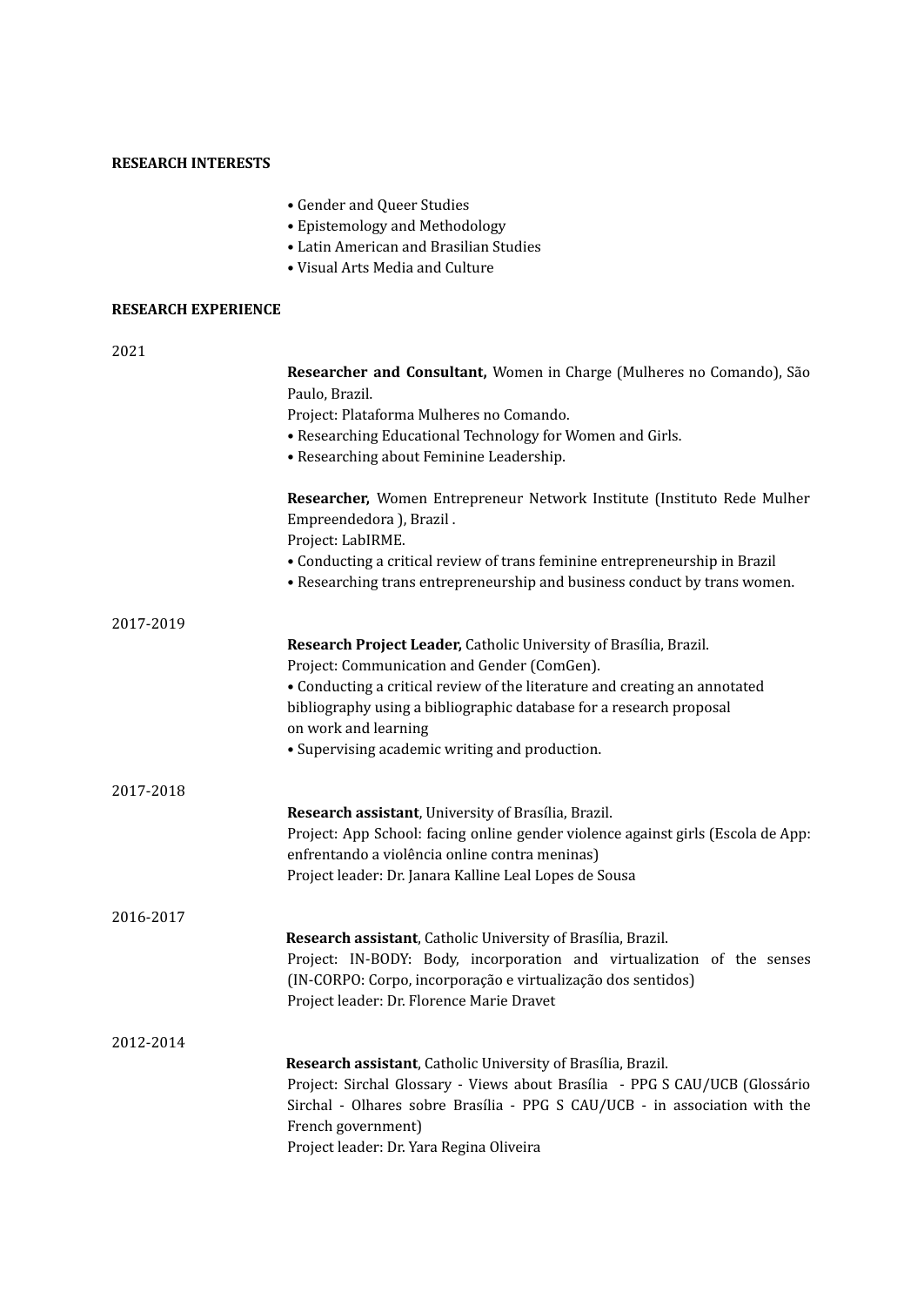## RESEARCH INTERESTS

- Gender and Queer Studies
- Epistemology and Methodology
- Latin American and Brasilian Studies
- Visual Arts Media and Culture

## RESEARCH EXPERIENCE

2021

**Researcher and Consultant,** Women in Charge (Mulheres no Comando), São Paulo, Brazil.
Project: Plataforma Mulheres no Comando.
- Researching Educational Technology for Women and Girls.
- Researching about Feminine Leadership.

**Researcher,** Women Entrepreneur Network Institute (Instituto Rede Mulher Empreendedora ), Brazil .
Project: LabIRME.
- Conducting a critical review of trans feminine entrepreneurship in Brazil
- Researching trans entrepreneurship and business conduct by trans women.

2017-2019

**Research Project Leader,** Catholic University of Brasília, Brazil.
Project: Communication and Gender (ComGen).
- Conducting a critical review of the literature and creating an annotated bibliography using a bibliographic database for a research proposal on work and learning
- Supervising academic writing and production.

2017-2018

**Research assistant**, University of Brasília, Brazil.
Project: App School: facing online gender violence against girls (Escola de App: enfrentando a violência online contra meninas)
Project leader: Dr. Janara Kalline Leal Lopes de Sousa

2016-2017

**Research assistant**, Catholic University of Brasília, Brazil.
Project: IN-BODY: Body, incorporation and virtualization of the senses (IN-CORPO: Corpo, incorporação e virtualização dos sentidos)
Project leader: Dr. Florence Marie Dravet

2012-2014

**Research assistant**, Catholic University of Brasília, Brazil.
Project: Sirchal Glossary - Views about Brasília - PPG S CAU/UCB (Glossário Sirchal - Olhares sobre Brasília - PPG S CAU/UCB - in association with the French government)
Project leader: Dr. Yara Regina Oliveira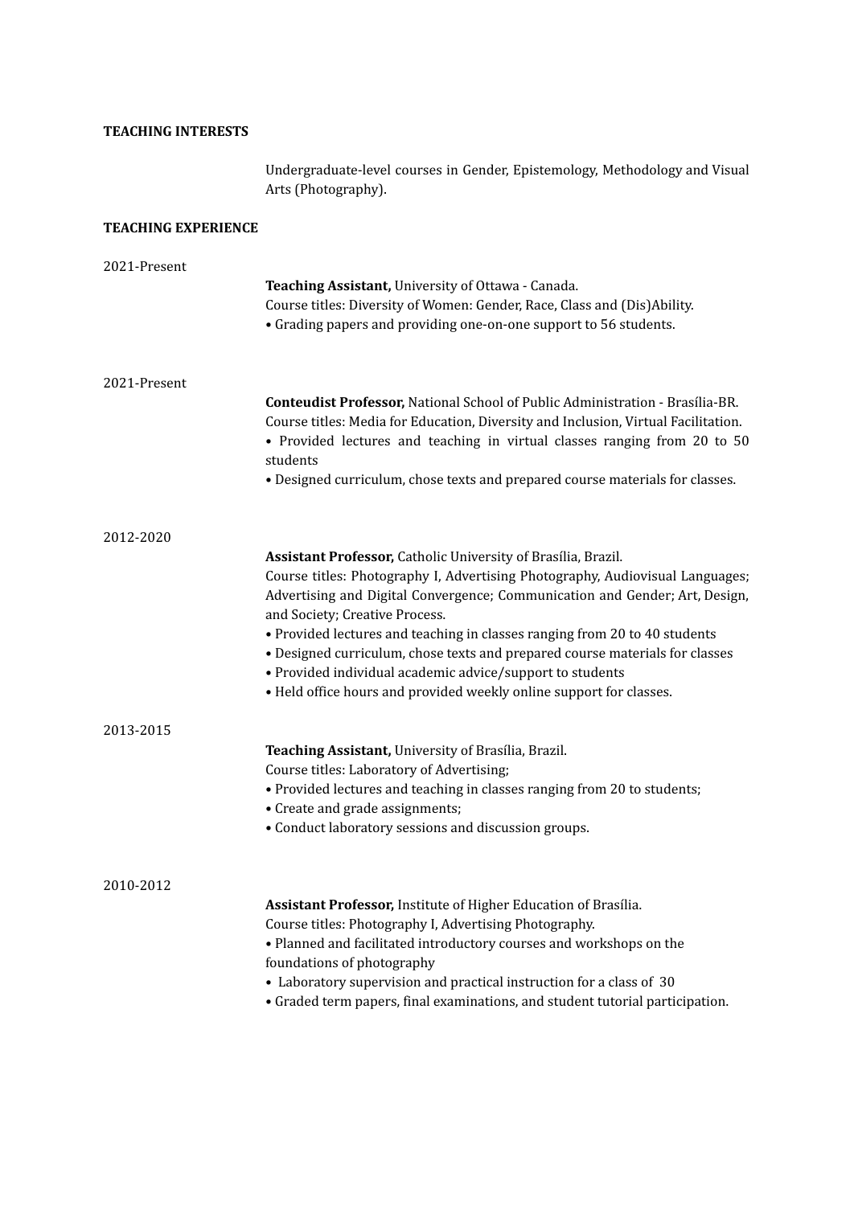## TEACHING INTERESTS

Undergraduate-level courses in Gender, Epistemology, Methodology and Visual Arts (Photography).

## TEACHING EXPERIENCE

2021-Present

**Teaching Assistant,** University of Ottawa - Canada.
Course titles: Diversity of Women: Gender, Race, Class and (Dis)Ability.
• Grading papers and providing one-on-one support to 56 students.

2021-Present

**Conteudist Professor,** National School of Public Administration - Brasília-BR.
Course titles: Media for Education, Diversity and Inclusion, Virtual Facilitation.
• Provided lectures and teaching in virtual classes ranging from 20 to 50 students
• Designed curriculum, chose texts and prepared course materials for classes.

2012-2020

**Assistant Professor,** Catholic University of Brasília, Brazil.
Course titles: Photography I, Advertising Photography, Audiovisual Languages; Advertising and Digital Convergence; Communication and Gender; Art, Design, and Society; Creative Process.
• Provided lectures and teaching in classes ranging from 20 to 40 students
• Designed curriculum, chose texts and prepared course materials for classes
• Provided individual academic advice/support to students
• Held office hours and provided weekly online support for classes.

2013-2015

**Teaching Assistant,** University of Brasília, Brazil.
Course titles: Laboratory of Advertising;
• Provided lectures and teaching in classes ranging from 20 to students;
• Create and grade assignments;
• Conduct laboratory sessions and discussion groups.

2010-2012

**Assistant Professor,** Institute of Higher Education of Brasília.
Course titles: Photography I, Advertising Photography.
• Planned and facilitated introductory courses and workshops on the foundations of photography
• Laboratory supervision and practical instruction for a class of 30
• Graded term papers, final examinations, and student tutorial participation.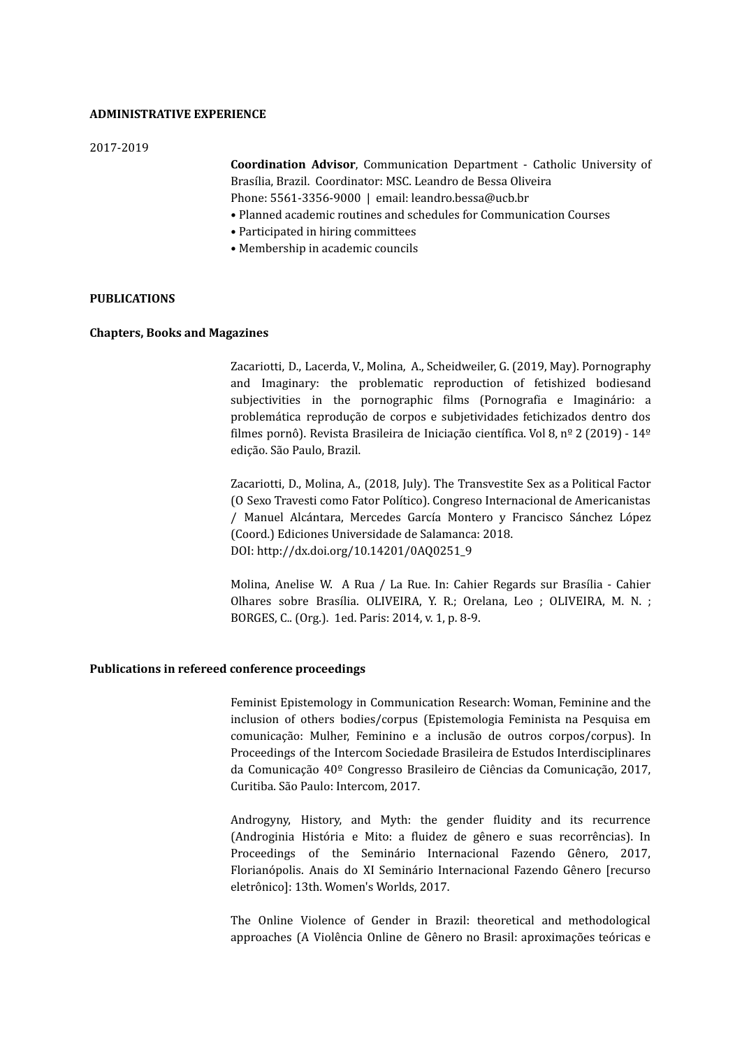**ADMINISTRATIVE EXPERIENCE**

2017-2019

**Coordination Advisor**, Communication Department - Catholic University of Brasília, Brazil. Coordinator: MSC. Leandro de Bessa Oliveira
Phone: 5561-3356-9000 | email: leandro.bessa@ucb.br

- Planned academic routines and schedules for Communication Courses
- Participated in hiring committees
- Membership in academic councils

**PUBLICATIONS**

**Chapters, Books and Magazines**

Zacariotti, D., Lacerda, V., Molina, A., Scheidweiler, G. (2019, May). Pornography and Imaginary: the problematic reproduction of fetishized bodiesand subjectivities in the pornographic films (Pornografia e Imaginário: a problemática reprodução de corpos e subjetividades fetichizados dentro dos filmes pornô). Revista Brasileira de Iniciação científica. Vol 8, nº 2 (2019) - 14º edição. São Paulo, Brazil.

Zacariotti, D., Molina, A., (2018, July). The Transvestite Sex as a Political Factor (O Sexo Travesti como Fator Político). Congreso Internacional de Americanistas / Manuel Alcántara, Mercedes García Montero y Francisco Sánchez López (Coord.) Ediciones Universidade de Salamanca: 2018.
DOI: http://dx.doi.org/10.14201/0AQ0251_9

Molina, Anelise W. A Rua / La Rue. In: Cahier Regards sur Brasília - Cahier Olhares sobre Brasília. OLIVEIRA, Y. R.; Orelana, Leo ; OLIVEIRA, M. N. ; BORGES, C.. (Org.). 1ed. Paris: 2014, v. 1, p. 8-9.

**Publications in refereed conference proceedings**

Feminist Epistemology in Communication Research: Woman, Feminine and the inclusion of others bodies/corpus (Epistemologia Feminista na Pesquisa em comunicação: Mulher, Feminino e a inclusão de outros corpos/corpus). In Proceedings of the Intercom Sociedade Brasileira de Estudos Interdisciplinares da Comunicação 40º Congresso Brasileiro de Ciências da Comunicação, 2017, Curitiba. São Paulo: Intercom, 2017.

Androgyny, History, and Myth: the gender fluidity and its recurrence (Androginia História e Mito: a fluidez de gênero e suas recorrências). In Proceedings of the Seminário Internacional Fazendo Gênero, 2017, Florianópolis. Anais do XI Seminário Internacional Fazendo Gênero [recurso eletrônico]: 13th. Women's Worlds, 2017.

The Online Violence of Gender in Brazil: theoretical and methodological approaches (A Violência Online de Gênero no Brasil: aproximações teóricas e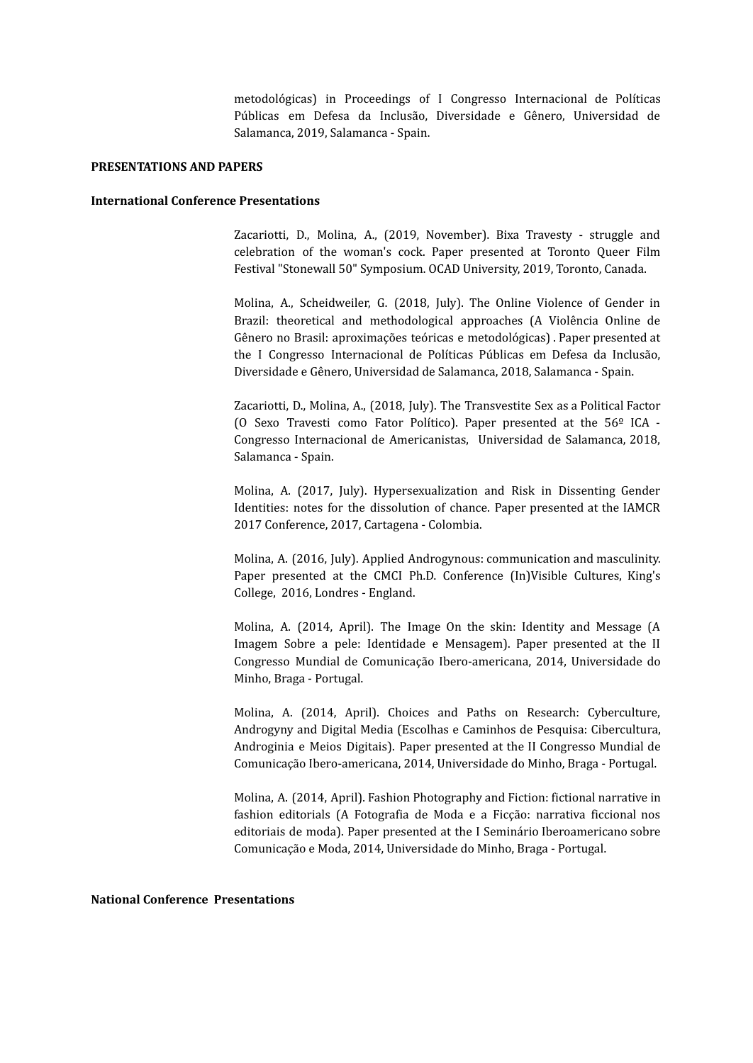metodológicas) in Proceedings of I Congresso Internacional de Políticas Públicas em Defesa da Inclusão, Diversidade e Gênero, Universidad de Salamanca, 2019, Salamanca - Spain.

**PRESENTATIONS AND PAPERS**

**International Conference Presentations**

Zacariotti, D., Molina, A., (2019, November). Bixa Travesty - struggle and celebration of the woman's cock. Paper presented at Toronto Queer Film Festival "Stonewall 50" Symposium. OCAD University, 2019, Toronto, Canada.

Molina, A., Scheidweiler, G. (2018, July). The Online Violence of Gender in Brazil: theoretical and methodological approaches (A Violência Online de Gênero no Brasil: aproximações teóricas e metodológicas) . Paper presented at the I Congresso Internacional de Políticas Públicas em Defesa da Inclusão, Diversidade e Gênero, Universidad de Salamanca, 2018, Salamanca - Spain.

Zacariotti, D., Molina, A., (2018, July). The Transvestite Sex as a Political Factor (O Sexo Travesti como Fator Político). Paper presented at the 56º ICA - Congresso Internacional de Americanistas, Universidad de Salamanca, 2018, Salamanca - Spain.

Molina, A. (2017, July). Hypersexualization and Risk in Dissenting Gender Identities: notes for the dissolution of chance. Paper presented at the IAMCR 2017 Conference, 2017, Cartagena - Colombia.

Molina, A. (2016, July). Applied Androgynous: communication and masculinity. Paper presented at the CMCI Ph.D. Conference (In)Visible Cultures, King's College, 2016, Londres - England.

Molina, A. (2014, April). The Image On the skin: Identity and Message (A Imagem Sobre a pele: Identidade e Mensagem). Paper presented at the II Congresso Mundial de Comunicação Ibero-americana, 2014, Universidade do Minho, Braga - Portugal.

Molina, A. (2014, April). Choices and Paths on Research: Cyberculture, Androgyny and Digital Media (Escolhas e Caminhos de Pesquisa: Cibercultura, Androginia e Meios Digitais). Paper presented at the II Congresso Mundial de Comunicação Ibero-americana, 2014, Universidade do Minho, Braga - Portugal.

Molina, A. (2014, April). Fashion Photography and Fiction: fictional narrative in fashion editorials (A Fotografia de Moda e a Ficção: narrativa ficcional nos editoriais de moda). Paper presented at the I Seminário Iberoamericano sobre Comunicação e Moda, 2014, Universidade do Minho, Braga - Portugal.

**National Conference Presentations**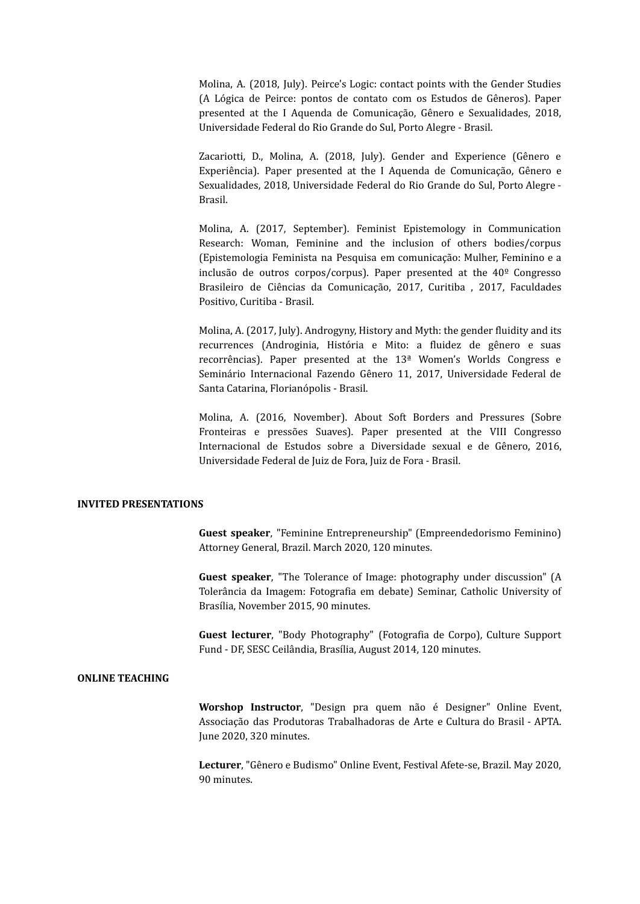Molina, A. (2018, July). Peirce's Logic: contact points with the Gender Studies (A Lógica de Peirce: pontos de contato com os Estudos de Gêneros). Paper presented at the I Aquenda de Comunicação, Gênero e Sexualidades, 2018, Universidade Federal do Rio Grande do Sul, Porto Alegre - Brasil.

Zacariotti, D., Molina, A. (2018, July). Gender and Experience (Gênero e Experiência). Paper presented at the I Aquenda de Comunicação, Gênero e Sexualidades, 2018, Universidade Federal do Rio Grande do Sul, Porto Alegre - Brasil.

Molina, A. (2017, September). Feminist Epistemology in Communication Research: Woman, Feminine and the inclusion of others bodies/corpus (Epistemologia Feminista na Pesquisa em comunicação: Mulher, Feminino e a inclusão de outros corpos/corpus). Paper presented at the 40º Congresso Brasileiro de Ciências da Comunicação, 2017, Curitiba , 2017, Faculdades Positivo, Curitiba - Brasil.

Molina, A. (2017, July). Androgyny, History and Myth: the gender fluidity and its recurrences (Androginia, História e Mito: a fluidez de gênero e suas recorrências). Paper presented at the 13ª Women's Worlds Congress e Seminário Internacional Fazendo Gênero 11, 2017, Universidade Federal de Santa Catarina, Florianópolis - Brasil.

Molina, A. (2016, November). About Soft Borders and Pressures (Sobre Fronteiras e pressões Suaves). Paper presented at the VIII Congresso Internacional de Estudos sobre a Diversidade sexual e de Gênero, 2016, Universidade Federal de Juiz de Fora, Juiz de Fora - Brasil.

## INVITED PRESENTATIONS

**Guest speaker**, "Feminine Entrepreneurship" (Empreendedorismo Feminino) Attorney General, Brazil. March 2020, 120 minutes.

**Guest speaker**, "The Tolerance of Image: photography under discussion" (A Tolerância da Imagem: Fotografia em debate) Seminar, Catholic University of Brasília, November 2015, 90 minutes.

**Guest lecturer**, "Body Photography" (Fotografia de Corpo), Culture Support Fund - DF, SESC Ceilândia, Brasília, August 2014, 120 minutes.

## ONLINE TEACHING

**Worshop Instructor**, "Design pra quem não é Designer" Online Event, Associação das Produtoras Trabalhadoras de Arte e Cultura do Brasil - APTA. June 2020, 320 minutes.

**Lecturer**, "Gênero e Budismo" Online Event, Festival Afete-se, Brazil. May 2020, 90 minutes.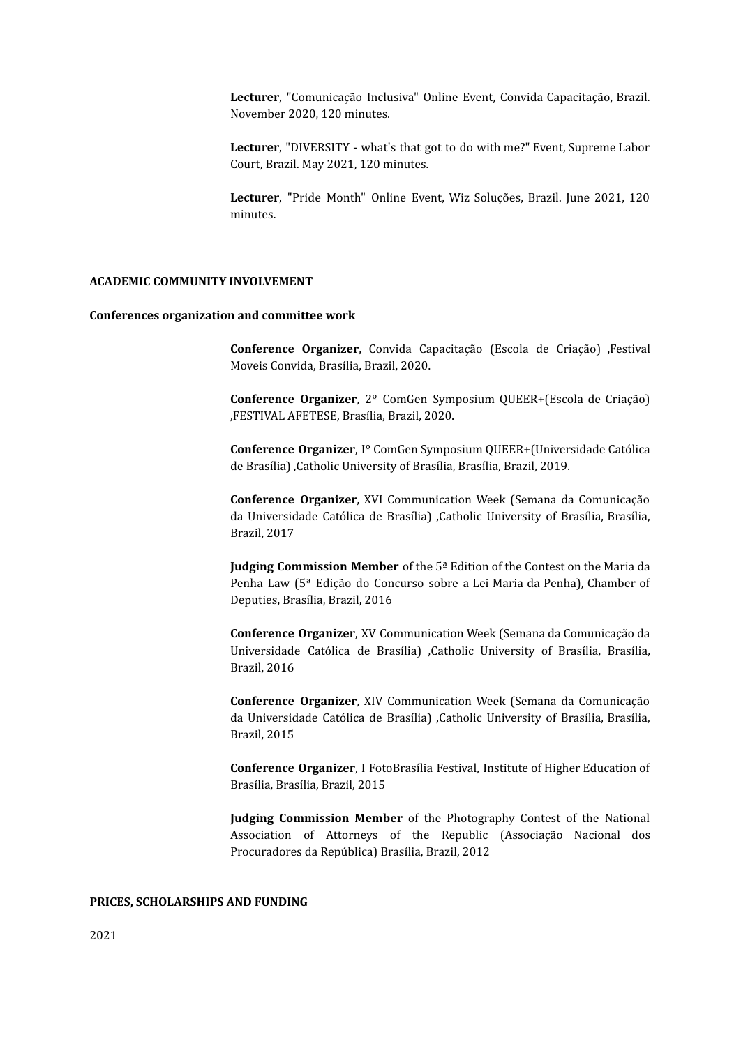**Lecturer**, "Comunicação Inclusiva" Online Event, Convida Capacitação, Brazil. November 2020, 120 minutes.

**Lecturer**, "DIVERSITY - what's that got to do with me?" Event, Supreme Labor Court, Brazil. May 2021, 120 minutes.

**Lecturer**, "Pride Month" Online Event, Wiz Soluções, Brazil. June 2021, 120 minutes.

**ACADEMIC COMMUNITY INVOLVEMENT**

**Conferences organization and committee work**

**Conference Organizer**, Convida Capacitação (Escola de Criação) ,Festival Moveis Convida, Brasília, Brazil, 2020.

**Conference Organizer**, 2º ComGen Symposium QUEER+(Escola de Criação) ,FESTIVAL AFETESE, Brasília, Brazil, 2020.

**Conference Organizer**, Iº ComGen Symposium QUEER+(Universidade Católica de Brasília) ,Catholic University of Brasília, Brasília, Brazil, 2019.

**Conference Organizer**, XVI Communication Week (Semana da Comunicação da Universidade Católica de Brasília) ,Catholic University of Brasília, Brasília, Brazil, 2017

**Judging Commission Member** of the 5ª Edition of the Contest on the Maria da Penha Law (5ª Edição do Concurso sobre a Lei Maria da Penha), Chamber of Deputies, Brasília, Brazil, 2016

**Conference Organizer**, XV Communication Week (Semana da Comunicação da Universidade Católica de Brasília) ,Catholic University of Brasília, Brasília, Brazil, 2016

**Conference Organizer**, XIV Communication Week (Semana da Comunicação da Universidade Católica de Brasília) ,Catholic University of Brasília, Brasília, Brazil, 2015

**Conference Organizer**, I FotoBrasília Festival, Institute of Higher Education of Brasília, Brasília, Brazil, 2015

**Judging Commission Member** of the Photography Contest of the National Association of Attorneys of the Republic (Associação Nacional dos Procuradores da República) Brasília, Brazil, 2012

**PRICES, SCHOLARSHIPS AND FUNDING**

2021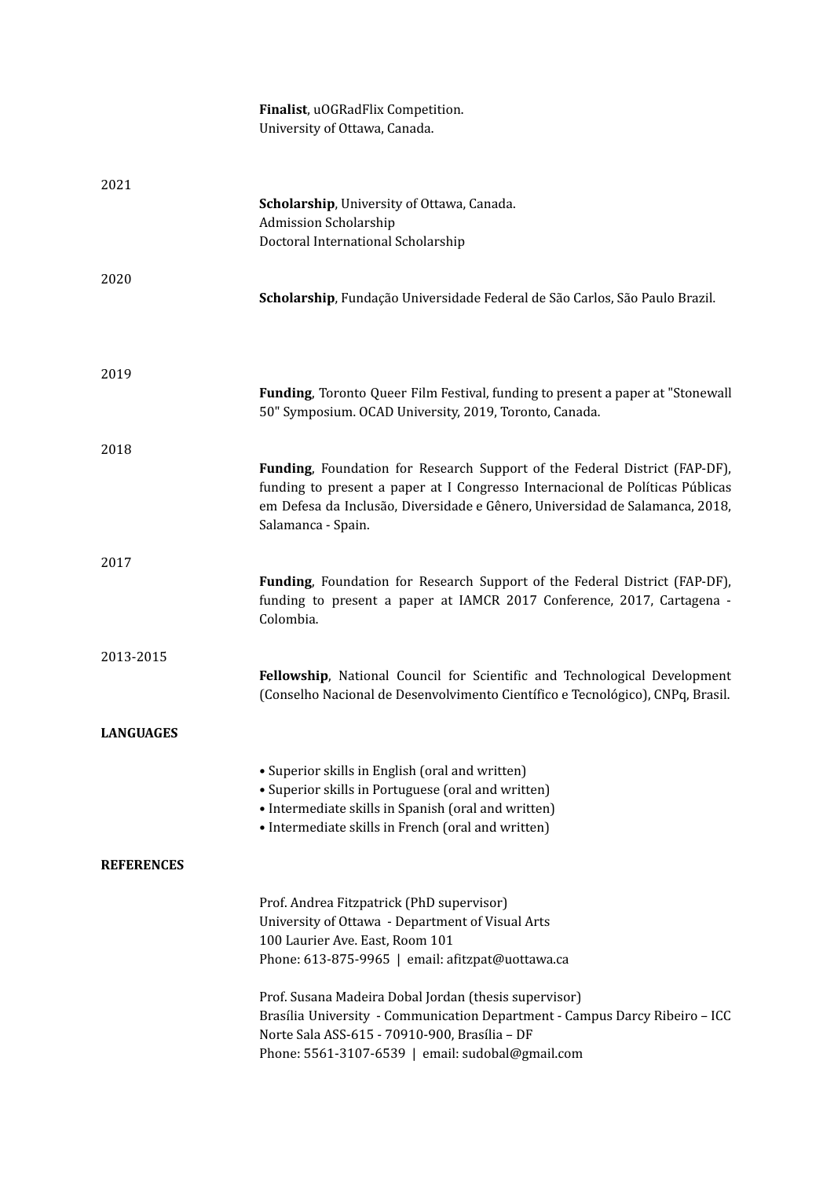**Finalist**, uOGRadFlix Competition.
University of Ottawa, Canada.

2021

**Scholarship**, University of Ottawa, Canada.
Admission Scholarship
Doctoral International Scholarship

2020

**Scholarship**, Fundação Universidade Federal de São Carlos, São Paulo Brazil.

2019

**Funding**, Toronto Queer Film Festival, funding to present a paper at "Stonewall 50" Symposium. OCAD University, 2019, Toronto, Canada.

2018

**Funding**, Foundation for Research Support of the Federal District (FAP-DF), funding to present a paper at I Congresso Internacional de Políticas Públicas em Defesa da Inclusão, Diversidade e Gênero, Universidad de Salamanca, 2018, Salamanca - Spain.

2017

**Funding**, Foundation for Research Support of the Federal District (FAP-DF), funding to present a paper at IAMCR 2017 Conference, 2017, Cartagena - Colombia.

2013-2015

**Fellowship**, National Council for Scientific and Technological Development (Conselho Nacional de Desenvolvimento Científico e Tecnológico), CNPq, Brasil.

**LANGUAGES**

- Superior skills in English (oral and written)
- Superior skills in Portuguese (oral and written)
- Intermediate skills in Spanish (oral and written)
- Intermediate skills in French (oral and written)

**REFERENCES**

Prof. Andrea Fitzpatrick (PhD supervisor)
University of Ottawa - Department of Visual Arts
100 Laurier Ave. East, Room 101
Phone: 613-875-9965 | email: afitzpat@uottawa.ca

Prof. Susana Madeira Dobal Jordan (thesis supervisor)
Brasília University - Communication Department - Campus Darcy Ribeiro – ICC Norte Sala ASS-615 - 70910-900, Brasília – DF
Phone: 5561-3107-6539 | email: sudobal@gmail.com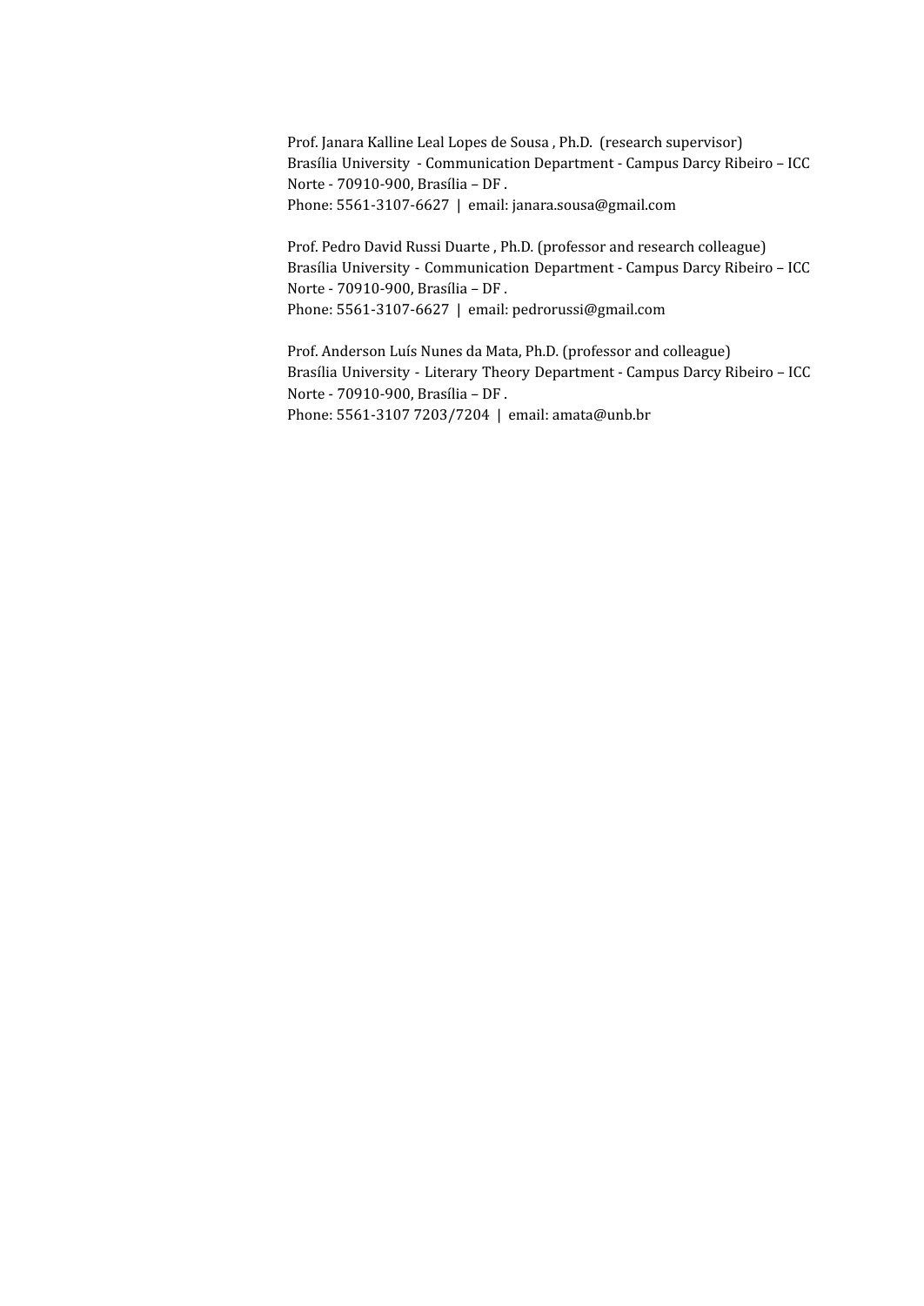Prof. Janara Kalline Leal Lopes de Sousa , Ph.D. (research supervisor)
Brasília University - Communication Department - Campus Darcy Ribeiro – ICC Norte - 70910-900, Brasília – DF .
Phone: 5561-3107-6627 | email: janara.sousa@gmail.com

Prof. Pedro David Russi Duarte , Ph.D. (professor and research colleague)
Brasília University - Communication Department - Campus Darcy Ribeiro – ICC Norte - 70910-900, Brasília – DF .
Phone: 5561-3107-6627 | email: pedrorussi@gmail.com

Prof. Anderson Luís Nunes da Mata, Ph.D. (professor and colleague)
Brasília University - Literary Theory Department - Campus Darcy Ribeiro – ICC Norte - 70910-900, Brasília – DF .
Phone: 5561-3107 7203/7204 | email: amata@unb.br